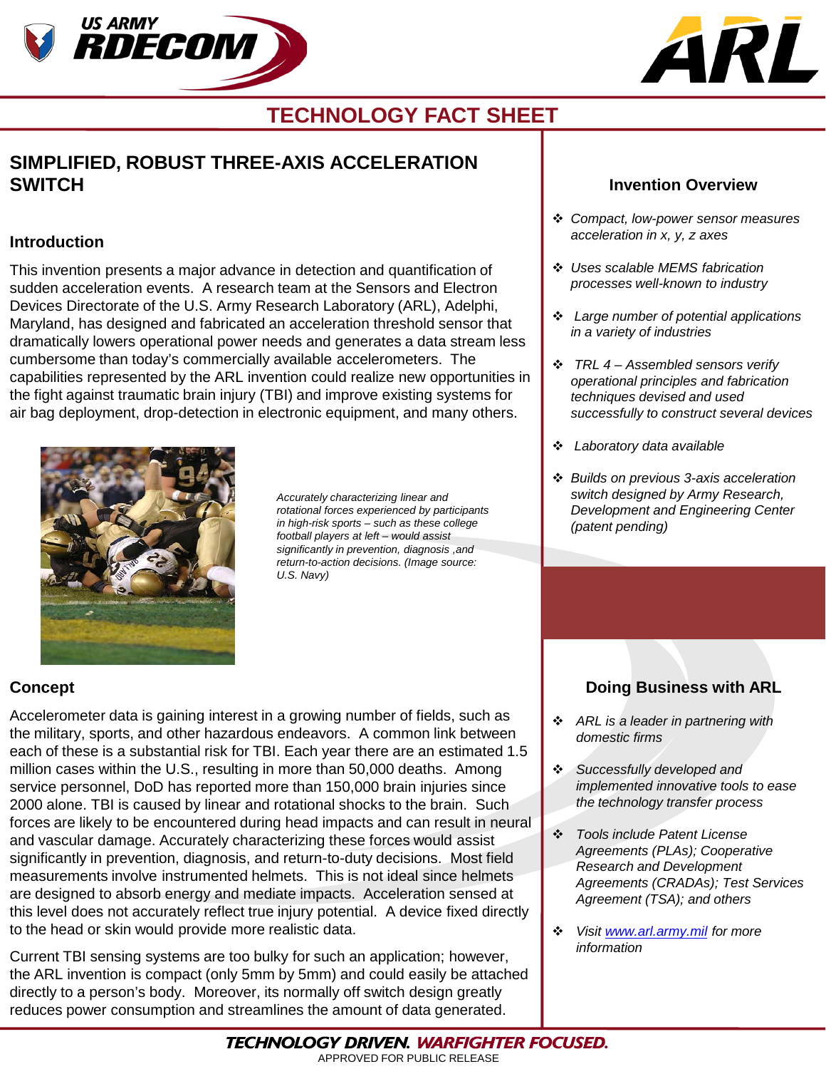# TECHNOLOGY FACT SHEET

## SIMPLIFIED, ROBUST THREE-AXIS ACCELERATION SWITCH

### Introduction

This invention presents a major advance in detection and quantification of sudden acceleration events. A research team at the Sensors and Electron Devices Directorate of the U.S. Army Research Laboratory (ARL), Adelphi, Maryland, has designed and fabricated an acceleration threshold sensor that dramatically lowers operational power needs and generates a data stream less cumbersome than today's commercially available accelerometers. The capabilities represented by the ARL invention could realize new opportunities in the fight against traumatic brain injury (TBI) and improve existing systems for air bag deployment, drop-detection in electronic equipment, and many others.

*Accurately characterizing linear and rotational forces experienced by participants in high-risk sports – such as these college football players at left – would assist significantly in prevention, diagnosis ,and return-to-action decisions. (Image source: U.S. Navy)*

### Concept

Accelerometer data is gaining interest in a growing number of fields, such as the military, sports, and other hazardous endeavors. A common link between each of these is a substantial risk for TBI. Each year there are an estimated 1.5 million cases within the U.S., resulting in more than 50,000 deaths. Among service personnel, DoD has reported more than 150,000 brain injuries since 2000 alone. TBI is caused by linear and rotational shocks to the brain. Such forces are likely to be encountered during head impacts and can result in neural and vascular damage. Accurately characterizing these forces would assist significantly in prevention, diagnosis, and return-to-duty decisions. Most field measurements involve instrumented helmets. This is not ideal since helmets are designed to absorb energy and mediate impacts. Acceleration sensed at this level does not accurately reflect true injury potential. A device fixed directly to the head or skin would provide more realistic data.

Current TBI sensing systems are too bulky for such an application; however, the ARL invention is compact (only 5mm by 5mm) and could easily be attached directly to a person's body. Moreover, its normally off switch design greatly reduces power consumption and streamlines the amount of data generated.

### Invention Overview

- *Compact, low-power sensor measures acceleration in x, y, z axes*
- *Uses scalable MEMS fabrication processes well-known to industry*
- *Large number of potential applications in a variety of industries*
- *TRL 4 – Assembled sensors verify operational principles and fabrication techniques devised and used successfully to construct several devices*
- *Laboratory data available*
- *Builds on previous 3-axis acceleration switch designed by Army Research, Development and Engineering Center (patent pending)*

### Doing Business with ARL

- *ARL is a leader in partnering with domestic firms*
- *Successfully developed and implemented innovative tools to ease the technology transfer process*
- *Tools include Patent License Agreements (PLAs); Cooperative Research and Development Agreements (CRADAs); Test Services Agreement (TSA); and others*
- *Visit www.arl.army.mil for more information*

**TECHNOLOGY DRIVEN. WARFIGHTER FOCUSED.**

APPROVED FOR PUBLIC RELEASE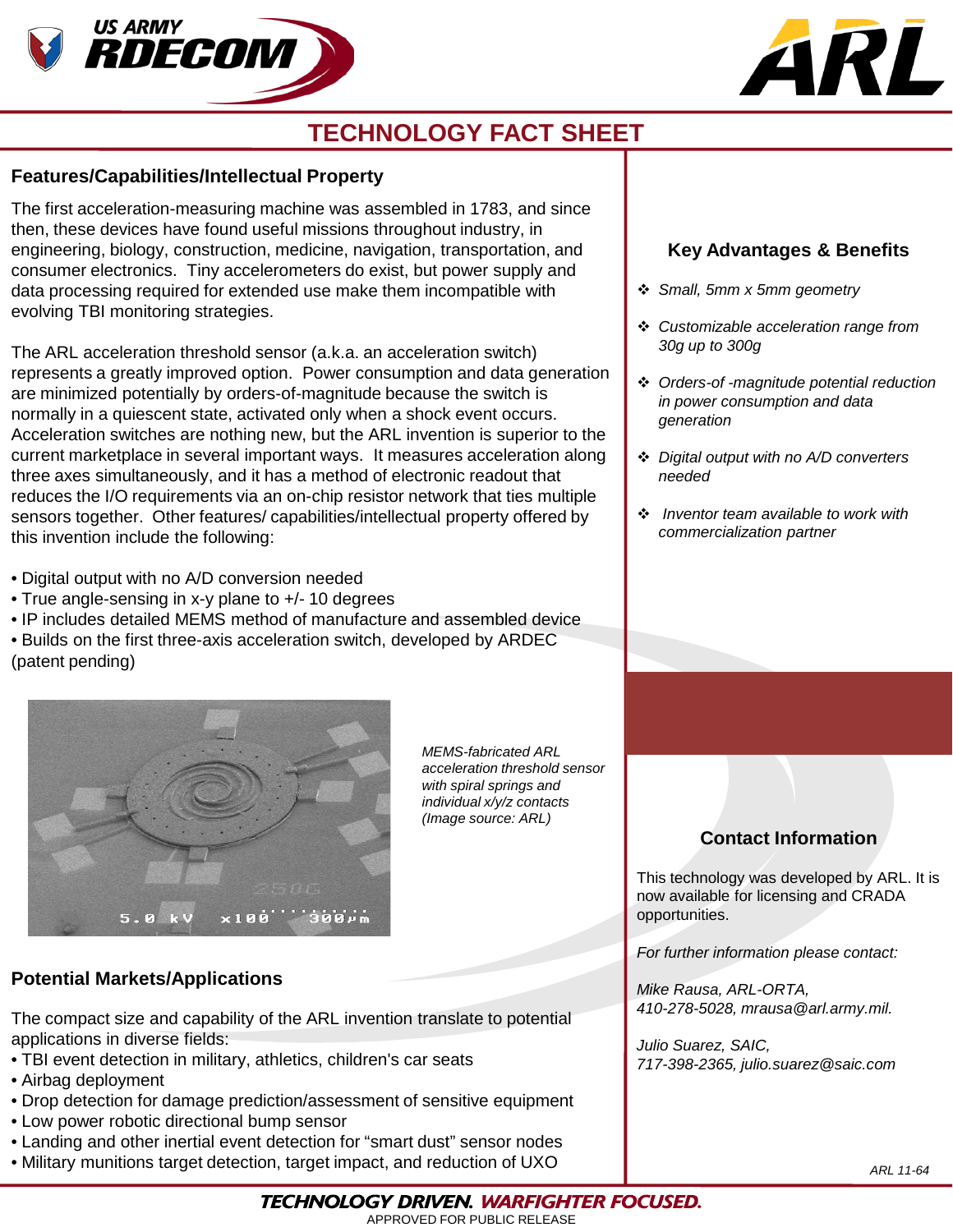# TECHNOLOGY FACT SHEET

## Features/Capabilities/Intellectual Property

The first acceleration-measuring machine was assembled in 1783, and since then, these devices have found useful missions throughout industry, in engineering, biology, construction, medicine, navigation, transportation, and consumer electronics. Tiny accelerometers do exist, but power supply and data processing required for extended use make them incompatible with evolving TBI monitoring strategies.

The ARL acceleration threshold sensor (a.k.a. an acceleration switch) represents a greatly improved option. Power consumption and data generation are minimized potentially by orders-of-magnitude because the switch is normally in a quiescent state, activated only when a shock event occurs. Acceleration switches are nothing new, but the ARL invention is superior to the current marketplace in several important ways. It measures acceleration along three axes simultaneously, and it has a method of electronic readout that reduces the I/O requirements via an on-chip resistor network that ties multiple sensors together. Other features/ capabilities/intellectual property offered by this invention include the following:

- Digital output with no A/D conversion needed
- True angle-sensing in x-y plane to +/- 10 degrees
- IP includes detailed MEMS method of manufacture and assembled device
- Builds on the first three-axis acceleration switch, developed by ARDEC (patent pending)

*MEMS-fabricated ARL acceleration threshold sensor with spiral springs and individual x/y/z contacts (Image source: ARL)*

## Potential Markets/Applications

The compact size and capability of the ARL invention translate to potential applications in diverse fields:

- TBI event detection in military, athletics, children's car seats
- Airbag deployment
- Drop detection for damage prediction/assessment of sensitive equipment
- Low power robotic directional bump sensor
- Landing and other inertial event detection for “smart dust” sensor nodes
- Military munitions target detection, target impact, and reduction of UXO

## Key Advantages & Benefits

- *Small, 5mm x 5mm geometry*
- *Customizable acceleration range from 30g up to 300g*
- *Orders-of -magnitude potential reduction in power consumption and data generation*
- *Digital output with no A/D converters needed*
- *Inventor team available to work with commercialization partner*

## Contact Information

This technology was developed by ARL. It is now available for licensing and CRADA opportunities.

*For further information please contact:*

*Mike Rausa, ARL-ORTA, 410-278-5028, mrausa@arl.army.mil.*

*Julio Suarez, SAIC, 717-398-2365, julio.suarez@saic.com*

*ARL 11-64*

**TECHNOLOGY DRIVEN. WARFIGHTER FOCUSED.**

APPROVED FOR PUBLIC RELEASE